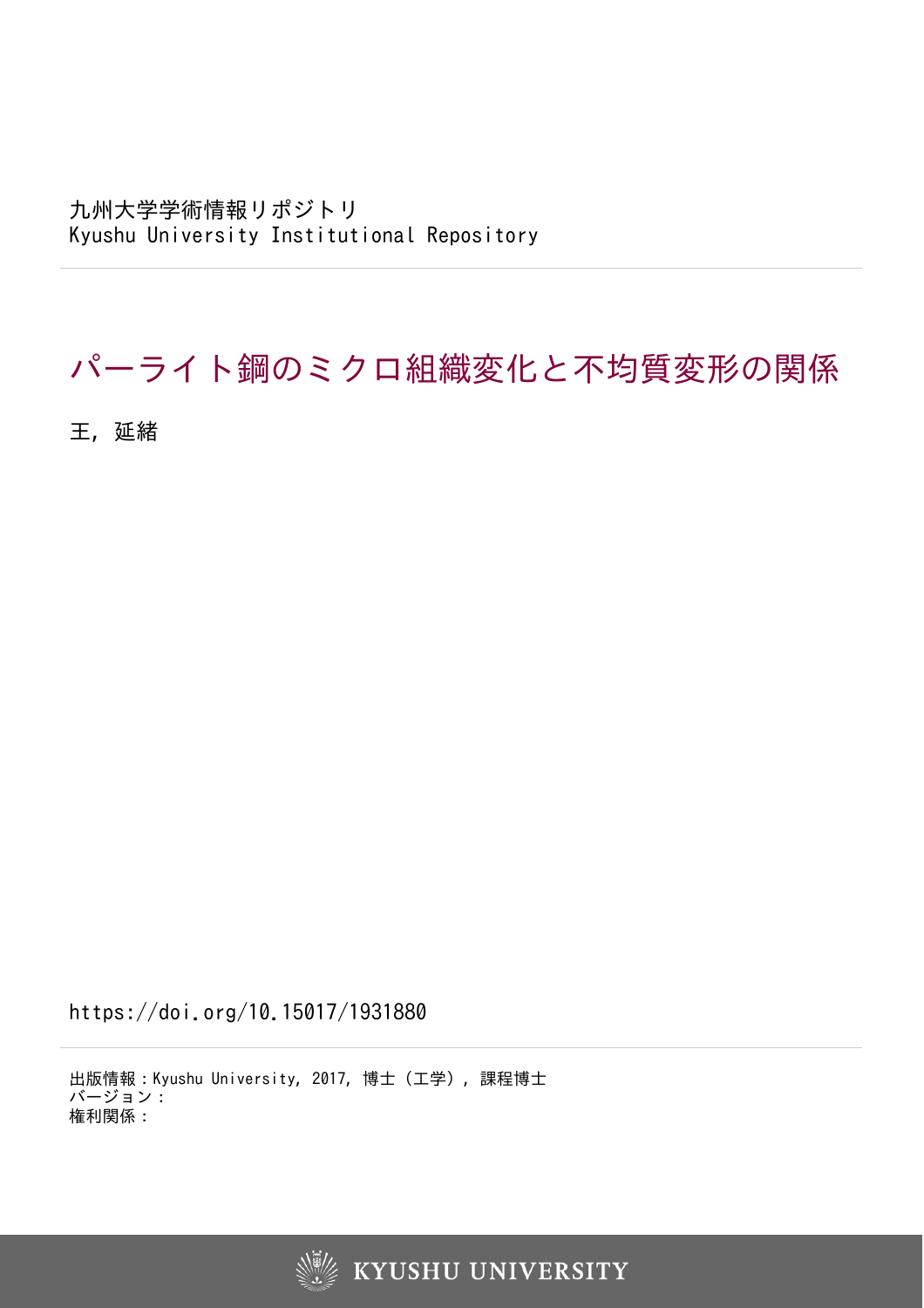九州大学学術情報リポジトリ
Kyushu University Institutional Repository

# パーライト鋼のミクロ組織変化と不均質変形の関係

王, 延緒

https://doi.org/10.15017/1931880

出版情報：Kyushu University, 2017, 博士（工学）, 課程博士
バージョン：
権利関係：

KYUSHU UNIVERSITY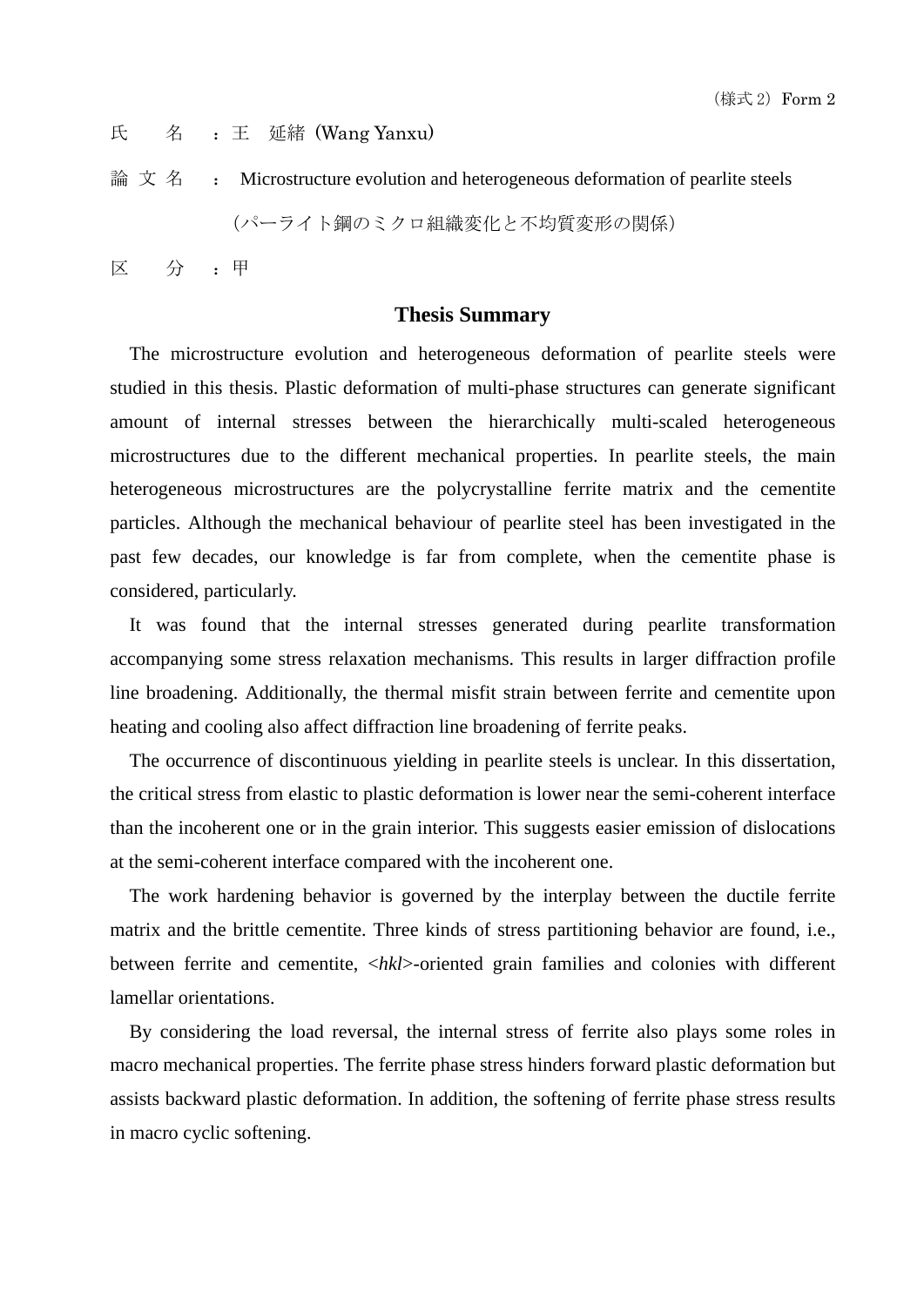（様式 2）Form 2

氏　　名　：王　延緒（Wang Yanxu）

論 文 名　：　Microstructure evolution and heterogeneous deformation of pearlite steels

（パーライト鋼のミクロ組織変化と不均質変形の関係）

区　　分　：甲

## Thesis Summary

The microstructure evolution and heterogeneous deformation of pearlite steels were studied in this thesis. Plastic deformation of multi-phase structures can generate significant amount of internal stresses between the hierarchically multi-scaled heterogeneous microstructures due to the different mechanical properties. In pearlite steels, the main heterogeneous microstructures are the polycrystalline ferrite matrix and the cementite particles. Although the mechanical behaviour of pearlite steel has been investigated in the past few decades, our knowledge is far from complete, when the cementite phase is considered, particularly.

It was found that the internal stresses generated during pearlite transformation accompanying some stress relaxation mechanisms. This results in larger diffraction profile line broadening. Additionally, the thermal misfit strain between ferrite and cementite upon heating and cooling also affect diffraction line broadening of ferrite peaks.

The occurrence of discontinuous yielding in pearlite steels is unclear. In this dissertation, the critical stress from elastic to plastic deformation is lower near the semi-coherent interface than the incoherent one or in the grain interior. This suggests easier emission of dislocations at the semi-coherent interface compared with the incoherent one.

The work hardening behavior is governed by the interplay between the ductile ferrite matrix and the brittle cementite. Three kinds of stress partitioning behavior are found, i.e., between ferrite and cementite, <*hkl*>-oriented grain families and colonies with different lamellar orientations.

By considering the load reversal, the internal stress of ferrite also plays some roles in macro mechanical properties. The ferrite phase stress hinders forward plastic deformation but assists backward plastic deformation. In addition, the softening of ferrite phase stress results in macro cyclic softening.